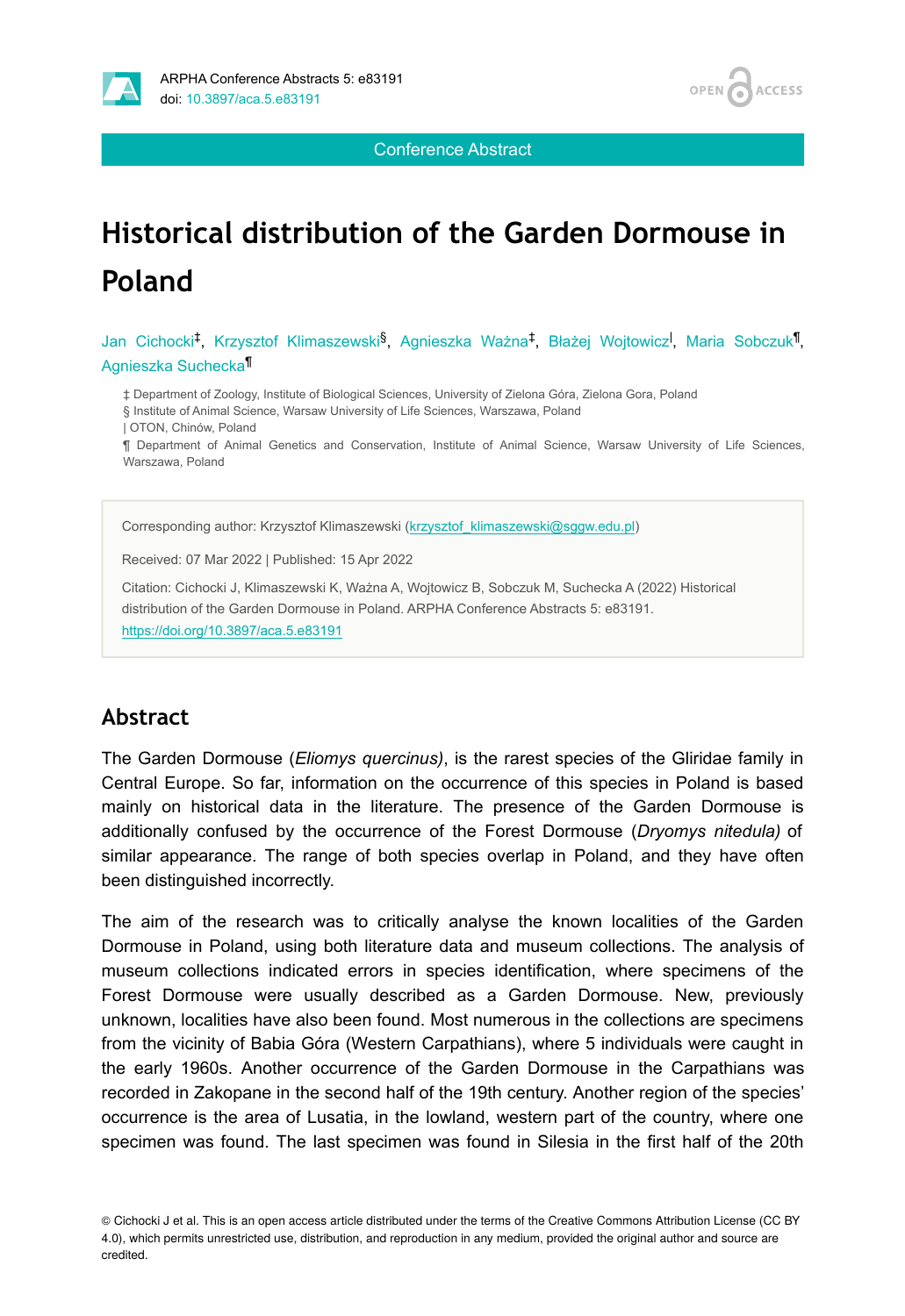Conference Abstract

# Historical distribution of the Garden Dormouse in Poland

Jan Cichocki[‡], Krzysztof Klimaszewski[§], Agnieszka Ważna[‡], Błażej Wojtowicz[|], Maria Sobczuk[¶], Agnieszka Suchecka[¶]

‡ Department of Zoology, Institute of Biological Sciences, University of Zielona Góra, Zielona Gora, Poland
§ Institute of Animal Science, Warsaw University of Life Sciences, Warszawa, Poland
| OTON, Chinów, Poland
¶ Department of Animal Genetics and Conservation, Institute of Animal Science, Warsaw University of Life Sciences, Warszawa, Poland

Corresponding author: Krzysztof Klimaszewski (krzysztof_klimaszewski@sggw.edu.pl)

Received: 07 Mar 2022 | Published: 15 Apr 2022

Citation: Cichocki J, Klimaszewski K, Ważna A, Wojtowicz B, Sobczuk M, Suchecka A (2022) Historical distribution of the Garden Dormouse in Poland. ARPHA Conference Abstracts 5: e83191. https://doi.org/10.3897/aca.5.e83191

## Abstract

The Garden Dormouse (*Eliomys quercinus)*, is the rarest species of the Gliridae family in Central Europe. So far, information on the occurrence of this species in Poland is based mainly on historical data in the literature. The presence of the Garden Dormouse is additionally confused by the occurrence of the Forest Dormouse (*Dryomys nitedula)* of similar appearance. The range of both species overlap in Poland, and they have often been distinguished incorrectly.

The aim of the research was to critically analyse the known localities of the Garden Dormouse in Poland, using both literature data and museum collections. The analysis of museum collections indicated errors in species identification, where specimens of the Forest Dormouse were usually described as a Garden Dormouse. New, previously unknown, localities have also been found. Most numerous in the collections are specimens from the vicinity of Babia Góra (Western Carpathians), where 5 individuals were caught in the early 1960s. Another occurrence of the Garden Dormouse in the Carpathians was recorded in Zakopane in the second half of the 19th century. Another region of the species' occurrence is the area of Lusatia, in the lowland, western part of the country, where one specimen was found. The last specimen was found in Silesia in the first half of the 20th

© Cichocki J et al. This is an open access article distributed under the terms of the Creative Commons Attribution License (CC BY 4.0), which permits unrestricted use, distribution, and reproduction in any medium, provided the original author and source are credited.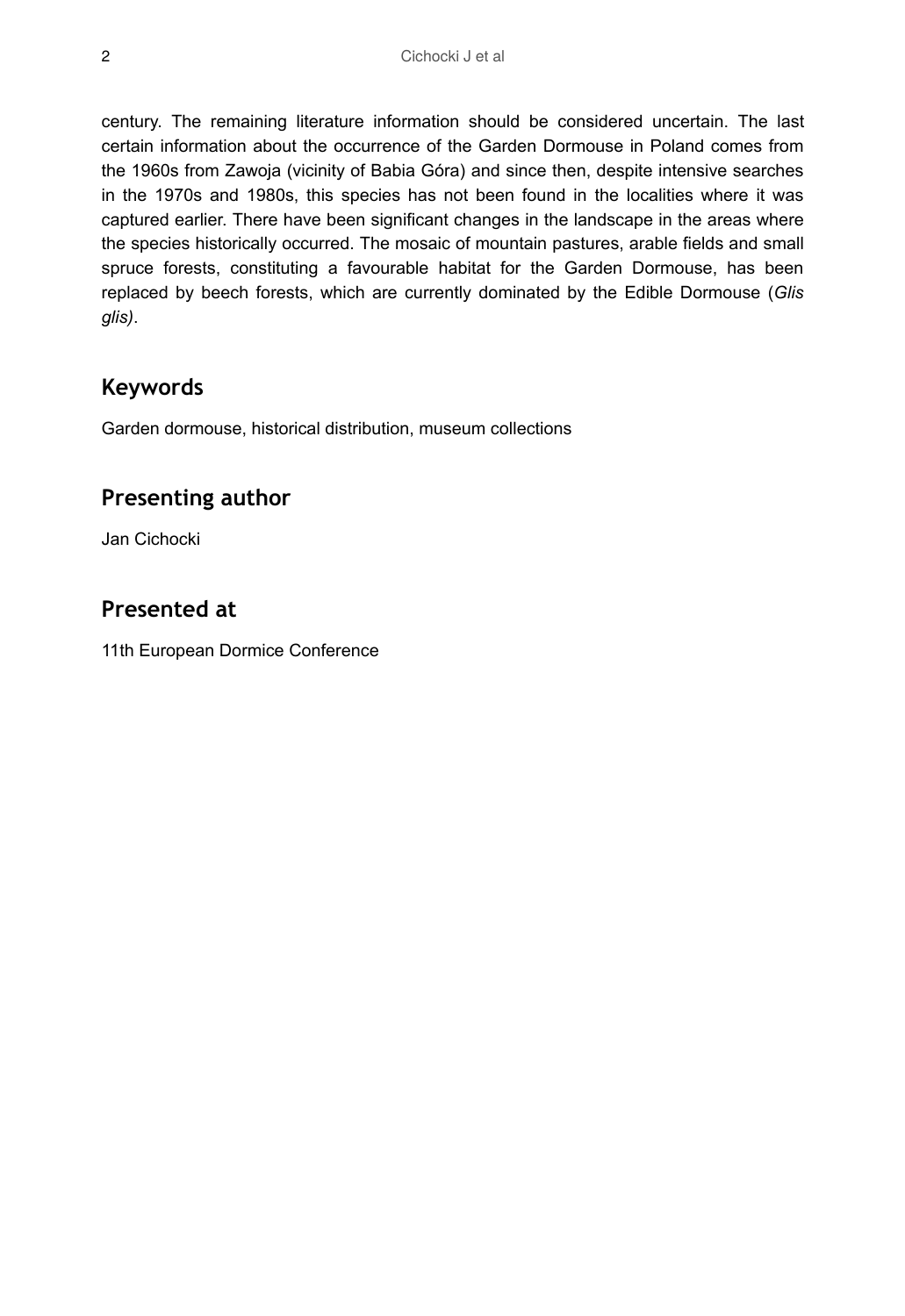century. The remaining literature information should be considered uncertain. The last certain information about the occurrence of the Garden Dormouse in Poland comes from the 1960s from Zawoja (vicinity of Babia Góra) and since then, despite intensive searches in the 1970s and 1980s, this species has not been found in the localities where it was captured earlier. There have been significant changes in the landscape in the areas where the species historically occurred. The mosaic of mountain pastures, arable fields and small spruce forests, constituting a favourable habitat for the Garden Dormouse, has been replaced by beech forests, which are currently dominated by the Edible Dormouse (*Glis glis)*.

## Keywords

Garden dormouse, historical distribution, museum collections

## Presenting author

Jan Cichocki

## Presented at

11th European Dormice Conference